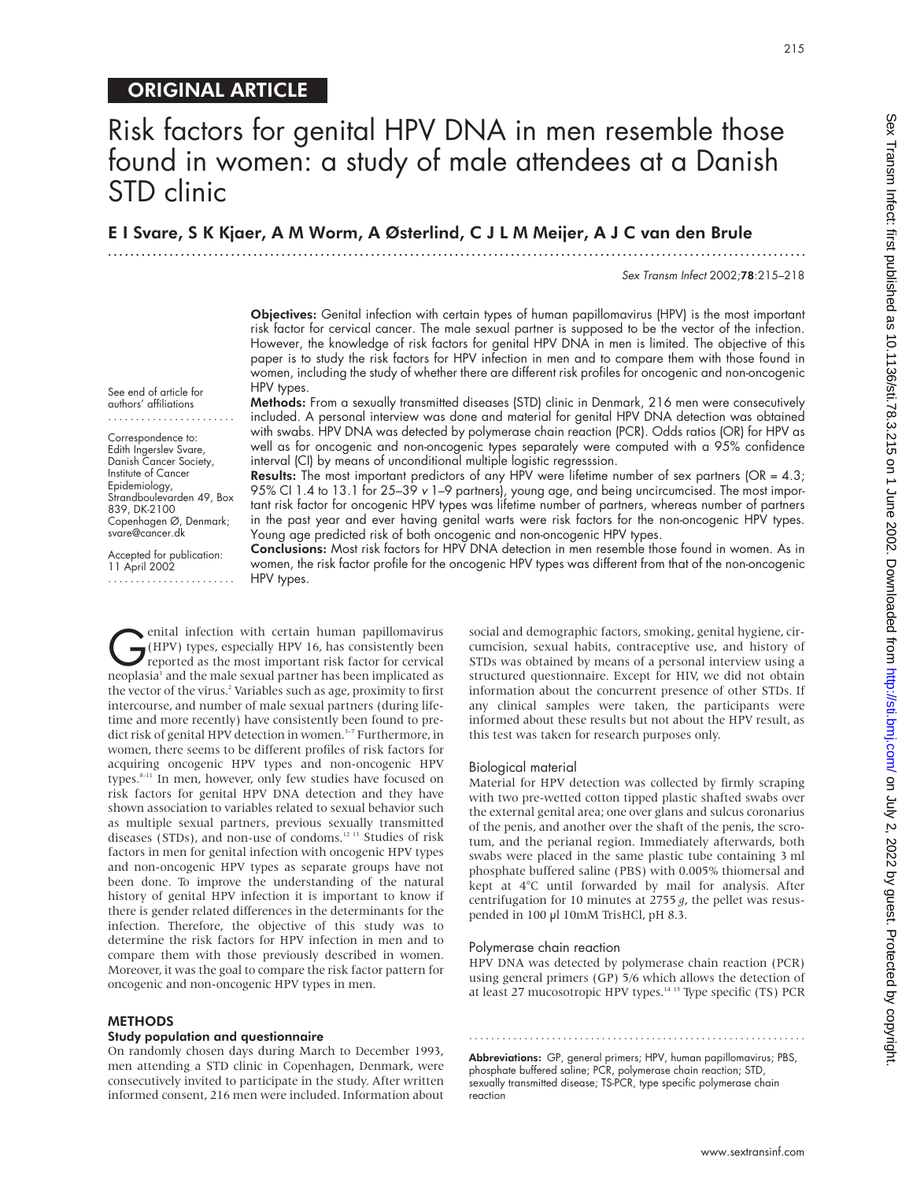ORIGINAL ARTICLE

# Risk factors for genital HPV DNA in men resemble those found in women: a study of male attendees at a Danish STD clinic

**E I Svare, S K Kjaer, A M Worm, A Østerlind, C J L M Meijer, A J C van den Brule**

See end of article for authors' affiliations

Correspondence to: Edith Ingerslev Svare, Danish Cancer Society, Institute of Cancer Epidemiology, Strandboulevarden 49, Box 839, DK-2100 Copenhagen Ø, Denmark; svare@cancer.dk

Accepted for publication: 11 April 2002

**Objectives:** Genital infection with certain types of human papillomavirus (HPV) is the most important risk factor for cervical cancer. The male sexual partner is supposed to be the vector of the infection. However, the knowledge of risk factors for genital HPV DNA in men is limited. The objective of this paper is to study the risk factors for HPV infection in men and to compare them with those found in women, including the study of whether there are different risk profiles for oncogenic and non-oncogenic HPV types.

**Methods:** From a sexually transmitted diseases (STD) clinic in Denmark, 216 men were consecutively included. A personal interview was done and material for genital HPV DNA detection was obtained with swabs. HPV DNA was detected by polymerase chain reaction (PCR). Odds ratios (OR) for HPV as well as for oncogenic and non-oncogenic types separately were computed with a 95% confidence interval (CI) by means of unconditional multiple logistic regresssion.

**Results:** The most important predictors of any HPV were lifetime number of sex partners (OR = 4.3; 95% CI 1.4 to 13.1 for 25–39 *v* 1–9 partners), young age, and being uncircumcised. The most important risk factor for oncogenic HPV types was lifetime number of partners, whereas number of partners in the past year and ever having genital warts were risk factors for the non-oncogenic HPV types. Young age predicted risk of both oncogenic and non-oncogenic HPV types.

**Conclusions:** Most risk factors for HPV DNA detection in men resemble those found in women. As in women, the risk factor profile for the oncogenic HPV types was different from that of the non-oncogenic HPV types.

Genital infection with certain human papillomavirus (HPV) types, especially HPV 16, has consistently been reported as the most important risk factor for cervical neoplasia[1] and the male sexual partner has been implicated as the vector of the virus.[2] Variables such as age, proximity to first intercourse, and number of male sexual partners (during lifetime and more recently) have consistently been found to predict risk of genital HPV detection in women.[3–7] Furthermore, in women, there seems to be different profiles of risk factors for acquiring oncogenic HPV types and non-oncogenic HPV types.[8–11] In men, however, only few studies have focused on risk factors for genital HPV DNA detection and they have shown association to variables related to sexual behavior such as multiple sexual partners, previous sexually transmitted diseases (STDs), and non-use of condoms.[12 13] Studies of risk factors in men for genital infection with oncogenic HPV types and non-oncogenic HPV types as separate groups have not been done. To improve the understanding of the natural history of genital HPV infection it is important to know if there is gender related differences in the determinants for the infection. Therefore, the objective of this study was to determine the risk factors for HPV infection in men and to compare them with those previously described in women. Moreover, it was the goal to compare the risk factor pattern for oncogenic and non-oncogenic HPV types in men.

## METHODS

### Study population and questionnaire

On randomly chosen days during March to December 1993, men attending a STD clinic in Copenhagen, Denmark, were consecutively invited to participate in the study. After written informed consent, 216 men were included. Information about social and demographic factors, smoking, genital hygiene, circumcision, sexual habits, contraceptive use, and history of STDs was obtained by means of a personal interview using a structured questionnaire. Except for HIV, we did not obtain information about the concurrent presence of other STDs. If any clinical samples were taken, the participants were informed about these results but not about the HPV result, as this test was taken for research purposes only.

### Biological material

Material for HPV detection was collected by firmly scraping with two pre-wetted cotton tipped plastic shafted swabs over the external genital area; one over glans and sulcus coronarius of the penis, and another over the shaft of the penis, the scrotum, and the perianal region. Immediately afterwards, both swabs were placed in the same plastic tube containing 3 ml phosphate buffered saline (PBS) with 0.005% thiomersal and kept at 4°C until forwarded by mail for analysis. After centrifugation for 10 minutes at 2755 *g*, the pellet was resuspended in 100 µl 10mM TrisHCl, pH 8.3.

### Polymerase chain reaction

HPV DNA was detected by polymerase chain reaction (PCR) using general primers (GP) 5/6 which allows the detection of at least 27 mucosotropic HPV types.[14 15] Type specific (TS) PCR

**Abbreviations:** GP, general primers; HPV, human papillomavirus; PBS, phosphate buffered saline; PCR, polymerase chain reaction; STD, sexually transmitted disease; TS-PCR, type specific polymerase chain reaction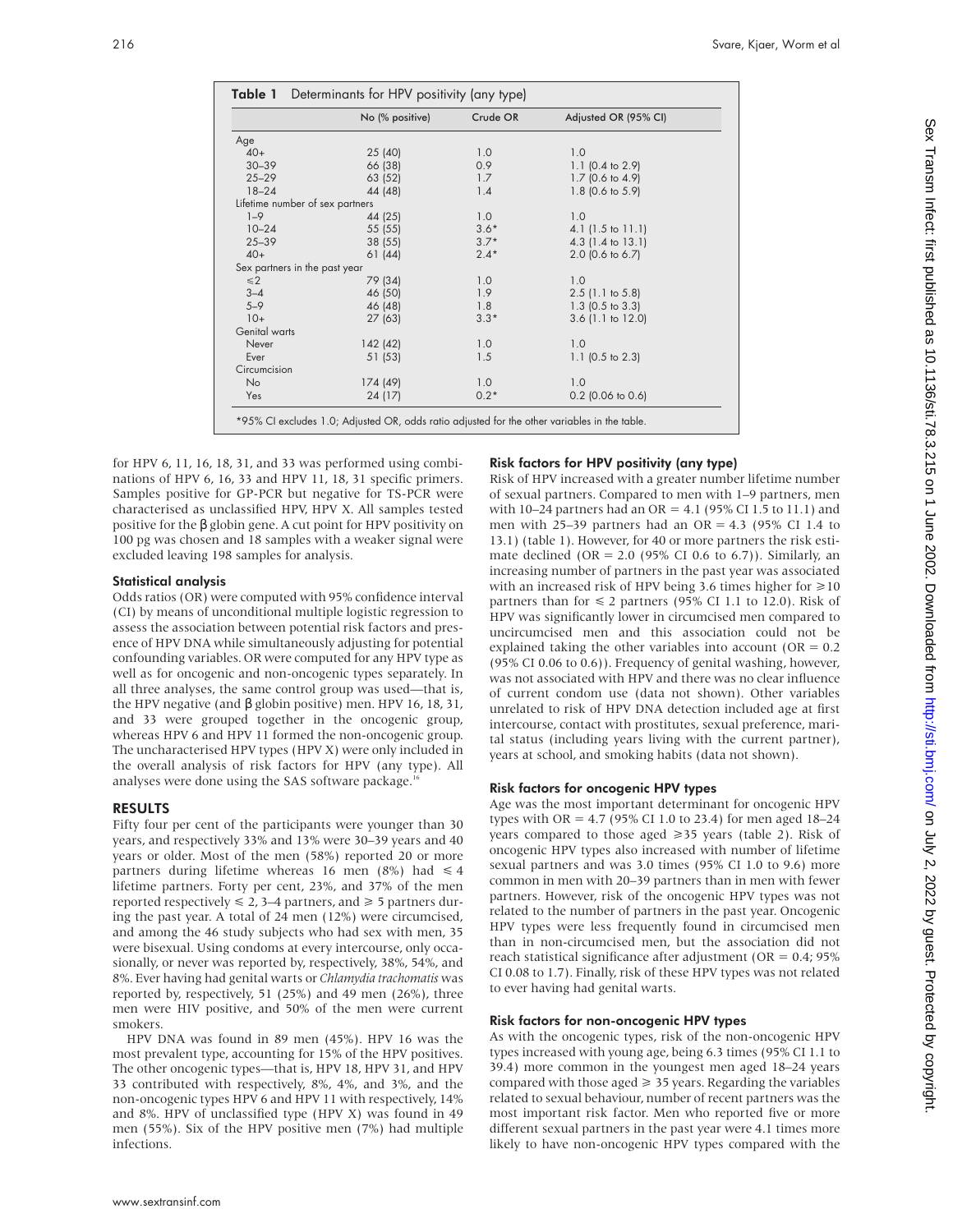**Table 1** Determinants for HPV positivity (any type)

| | No (% positive) | Crude OR | Adjusted OR (95% CI) |
|---|---|---|---|
| Age | | | |
| 40+ | 25 (40) | 1.0 | 1.0 |
| 30–39 | 66 (38) | 0.9 | 1.1 (0.4 to 2.9) |
| 25–29 | 63 (52) | 1.7 | 1.7 (0.6 to 4.9) |
| 18–24 | 44 (48) | 1.4 | 1.8 (0.6 to 5.9) |
| Lifetime number of sex partners | | | |
| 1–9 | 44 (25) | 1.0 | 1.0 |
| 10–24 | 55 (55) | 3.6* | 4.1 (1.5 to 11.1) |
| 25–39 | 38 (55) | 3.7* | 4.3 (1.4 to 13.1) |
| 40+ | 61 (44) | 2.4* | 2.0 (0.6 to 6.7) |
| Sex partners in the past year | | | |
| ≤2 | 79 (34) | 1.0 | 1.0 |
| 3–4 | 46 (50) | 1.9 | 2.5 (1.1 to 5.8) |
| 5–9 | 46 (48) | 1.8 | 1.3 (0.5 to 3.3) |
| 10+ | 27 (63) | 3.3* | 3.6 (1.1 to 12.0) |
| Genital warts | | | |
| Never | 142 (42) | 1.0 | 1.0 |
| Ever | 51 (53) | 1.5 | 1.1 (0.5 to 2.3) |
| Circumcision | | | |
| No | 174 (49) | 1.0 | 1.0 |
| Yes | 24 (17) | 0.2* | 0.2 (0.06 to 0.6) |

*95% CI excludes 1.0; Adjusted OR, odds ratio adjusted for the other variables in the table.

for HPV 6, 11, 16, 18, 31, and 33 was performed using combinations of HPV 6, 16, 33 and HPV 11, 18, 31 specific primers. Samples positive for GP-PCR but negative for TS-PCR were characterised as unclassified HPV, HPV X. All samples tested positive for the β globin gene. A cut point for HPV positivity on 100 pg was chosen and 18 samples with a weaker signal were excluded leaving 198 samples for analysis.

### Statistical analysis

Odds ratios (OR) were computed with 95% confidence interval (CI) by means of unconditional multiple logistic regression to assess the association between potential risk factors and presence of HPV DNA while simultaneously adjusting for potential confounding variables. OR were computed for any HPV type as well as for oncogenic and non-oncogenic types separately. In all three analyses, the same control group was used—that is, the HPV negative (and β globin positive) men. HPV 16, 18, 31, and 33 were grouped together in the oncogenic group, whereas HPV 6 and HPV 11 formed the non-oncogenic group. The uncharacterised HPV types (HPV X) were only included in the overall analysis of risk factors for HPV (any type). All analyses were done using the SAS software package.[16]

## RESULTS

Fifty four per cent of the participants were younger than 30 years, and respectively 33% and 13% were 30–39 years and 40 years or older. Most of the men (58%) reported 20 or more partners during lifetime whereas 16 men (8%) had ≤ 4 lifetime partners. Forty per cent, 23%, and 37% of the men reported respectively ≤ 2, 3–4 partners, and ≥ 5 partners during the past year. A total of 24 men (12%) were circumcised, and among the 46 study subjects who had sex with men, 35 were bisexual. Using condoms at every intercourse, only occasionally, or never was reported by, respectively, 38%, 54%, and 8%. Ever having had genital warts or *Chlamydia trachomatis* was reported by, respectively, 51 (25%) and 49 men (26%), three men were HIV positive, and 50% of the men were current smokers.

HPV DNA was found in 89 men (45%). HPV 16 was the most prevalent type, accounting for 15% of the HPV positives. The other oncogenic types—that is, HPV 18, HPV 31, and HPV 33 contributed with respectively, 8%, 4%, and 3%, and the non-oncogenic types HPV 6 and HPV 11 with respectively, 14% and 8%. HPV of unclassified type (HPV X) was found in 49 men (55%). Six of the HPV positive men (7%) had multiple infections.

### Risk factors for HPV positivity (any type)

Risk of HPV increased with a greater number lifetime number of sexual partners. Compared to men with 1–9 partners, men with 10–24 partners had an OR = 4.1 (95% CI 1.5 to 11.1) and men with 25–39 partners had an OR = 4.3 (95% CI 1.4 to 13.1) (table 1). However, for 40 or more partners the risk estimate declined (OR = 2.0 (95% CI 0.6 to 6.7)). Similarly, an increasing number of partners in the past year was associated with an increased risk of HPV being 3.6 times higher for ≥10 partners than for ≤ 2 partners (95% CI 1.1 to 12.0). Risk of HPV was significantly lower in circumcised men compared to uncircumcised men and this association could not be explained taking the other variables into account (OR = 0.2 (95% CI 0.06 to 0.6)). Frequency of genital washing, however, was not associated with HPV and there was no clear influence of current condom use (data not shown). Other variables unrelated to risk of HPV DNA detection included age at first intercourse, contact with prostitutes, sexual preference, marital status (including years living with the current partner), years at school, and smoking habits (data not shown).

### Risk factors for oncogenic HPV types

Age was the most important determinant for oncogenic HPV types with OR = 4.7 (95% CI 1.0 to 23.4) for men aged 18–24 years compared to those aged ≥35 years (table 2). Risk of oncogenic HPV types also increased with number of lifetime sexual partners and was 3.0 times (95% CI 1.0 to 9.6) more common in men with 20–39 partners than in men with fewer partners. However, risk of the oncogenic HPV types was not related to the number of partners in the past year. Oncogenic HPV types were less frequently found in circumcised men than in non-circumcised men, but the association did not reach statistical significance after adjustment (OR = 0.4; 95% CI 0.08 to 1.7). Finally, risk of these HPV types was not related to ever having had genital warts.

### Risk factors for non-oncogenic HPV types

As with the oncogenic types, risk of the non-oncogenic HPV types increased with young age, being 6.3 times (95% CI 1.1 to 39.4) more common in the youngest men aged 18–24 years compared with those aged ≥ 35 years. Regarding the variables related to sexual behaviour, number of recent partners was the most important risk factor. Men who reported five or more different sexual partners in the past year were 4.1 times more likely to have non-oncogenic HPV types compared with the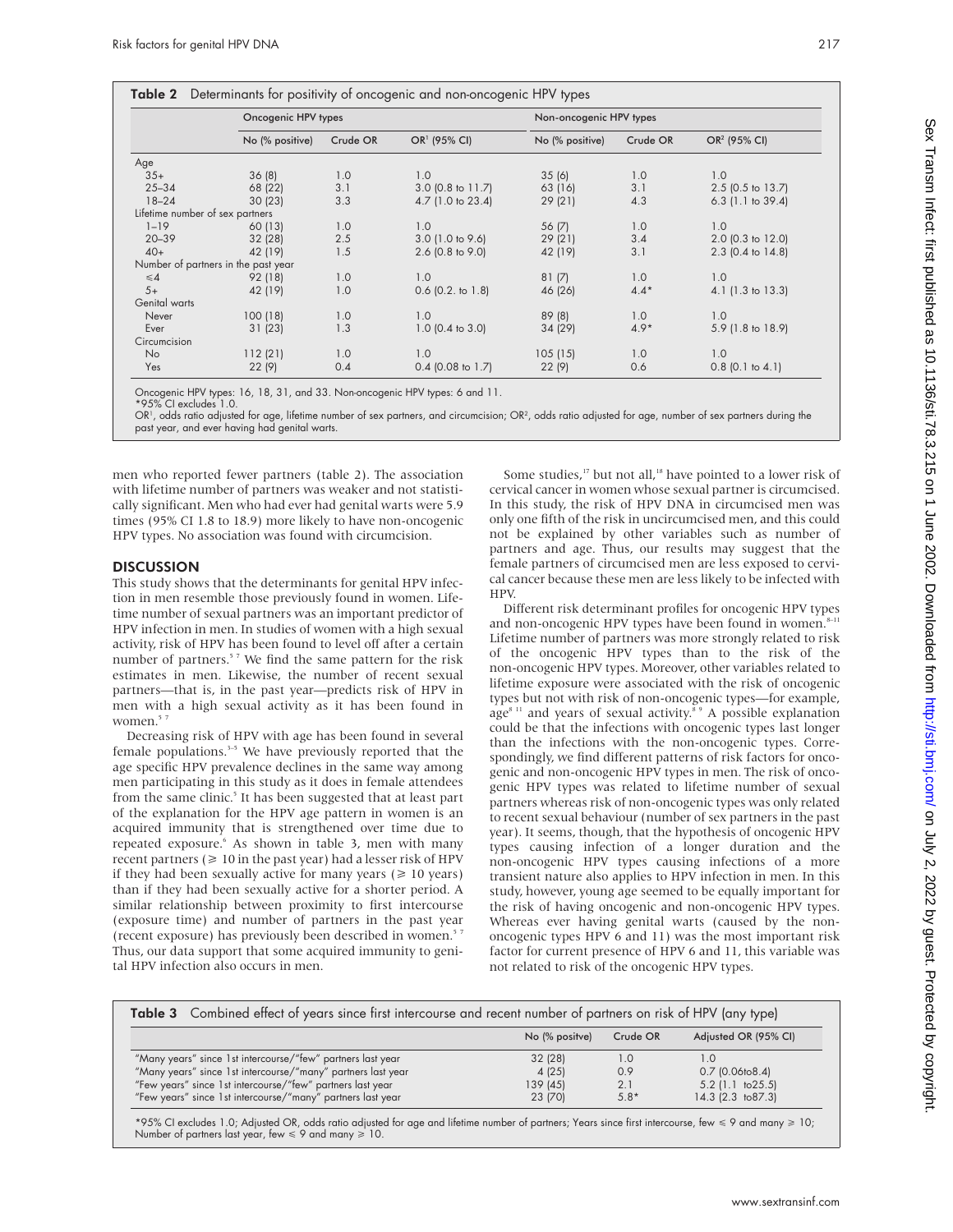**Table 2** Determinants for positivity of oncogenic and non-oncogenic HPV types

| | Oncogenic HPV types | | | Non-oncogenic HPV types | | |
|---|---|---|---|---|---|---|
| | No (% positive) | Crude OR | OR[1] (95% CI) | No (% positive) | Crude OR | OR[2] (95% CI) |
| Age | | | | | | |
| 35+ | 36 (8) | 1.0 | 1.0 | 35 (6) | 1.0 | 1.0 |
| 25–34 | 68 (22) | 3.1 | 3.0 (0.8 to 11.7) | 63 (16) | 3.1 | 2.5 (0.5 to 13.7) |
| 18–24 | 30 (23) | 3.3 | 4.7 (1.0 to 23.4) | 29 (21) | 4.3 | 6.3 (1.1 to 39.4) |
| Lifetime number of sex partners | | | | | | |
| 1–19 | 60 (13) | 1.0 | 1.0 | 56 (7) | 1.0 | 1.0 |
| 20–39 | 32 (28) | 2.5 | 3.0 (1.0 to 9.6) | 29 (21) | 3.4 | 2.0 (0.3 to 12.0) |
| 40+ | 42 (19) | 1.5 | 2.6 (0.8 to 9.0) | 42 (19) | 3.1 | 2.3 (0.4 to 14.8) |
| Number of partners in the past year | | | | | | |
| ≤4 | 92 (18) | 1.0 | 1.0 | 81 (7) | 1.0 | 1.0 |
| 5+ | 42 (19) | 1.0 | 0.6 (0.2. to 1.8) | 46 (26) | 4.4* | 4.1 (1.3 to 13.3) |
| Genital warts | | | | | | |
| Never | 100 (18) | 1.0 | 1.0 | 89 (8) | 1.0 | 1.0 |
| Ever | 31 (23) | 1.3 | 1.0 (0.4 to 3.0) | 34 (29) | 4.9* | 5.9 (1.8 to 18.9) |
| Circumcision | | | | | | |
| No | 112 (21) | 1.0 | 1.0 | 105 (15) | 1.0 | 1.0 |
| Yes | 22 (9) | 0.4 | 0.4 (0.08 to 1.7) | 22 (9) | 0.6 | 0.8 (0.1 to 4.1) |

Oncogenic HPV types: 16, 18, 31, and 33. Non-oncogenic HPV types: 6 and 11.
*95% CI excludes 1.0.
OR[1], odds ratio adjusted for age, lifetime number of sex partners, and circumcision; OR[2], odds ratio adjusted for age, number of sex partners during the past year, and ever having had genital warts.

men who reported fewer partners (table 2). The association with lifetime number of partners was weaker and not statistically significant. Men who had ever had genital warts were 5.9 times (95% CI 1.8 to 18.9) more likely to have non-oncogenic HPV types. No association was found with circumcision.

## DISCUSSION

This study shows that the determinants for genital HPV infection in men resemble those previously found in women. Lifetime number of sexual partners was an important predictor of HPV infection in men. In studies of women with a high sexual activity, risk of HPV has been found to level off after a certain number of partners.[5 7] We find the same pattern for the risk estimates in men. Likewise, the number of recent sexual partners—that is, in the past year—predicts risk of HPV in men with a high sexual activity as it has been found in women.[5 7]

Decreasing risk of HPV with age has been found in several female populations.[3–5] We have previously reported that the age specific HPV prevalence declines in the same way among men participating in this study as it does in female attendees from the same clinic.[5] It has been suggested that at least part of the explanation for the HPV age pattern in women is an acquired immunity that is strengthened over time due to repeated exposure.[6] As shown in table 3, men with many recent partners (≥ 10 in the past year) had a lesser risk of HPV if they had been sexually active for many years (≥ 10 years) than if they had been sexually active for a shorter period. A similar relationship between proximity to first intercourse (exposure time) and number of partners in the past year (recent exposure) has previously been described in women.[5 7] Thus, our data support that some acquired immunity to genital HPV infection also occurs in men.

Some studies,[17] but not all,[18] have pointed to a lower risk of cervical cancer in women whose sexual partner is circumcised. In this study, the risk of HPV DNA in circumcised men was only one fifth of the risk in uncircumcised men, and this could not be explained by other variables such as number of partners and age. Thus, our results may suggest that the female partners of circumcised men are less exposed to cervical cancer because these men are less likely to be infected with HPV.

Different risk determinant profiles for oncogenic HPV types and non-oncogenic HPV types have been found in women.[8–11] Lifetime number of partners was more strongly related to risk of the oncogenic HPV types than to the risk of the non-oncogenic HPV types. Moreover, other variables related to lifetime exposure were associated with the risk of oncogenic types but not with risk of non-oncogenic types—for example, age[8 11] and years of sexual activity.[8 9] A possible explanation could be that the infections with oncogenic types last longer than the infections with the non-oncogenic types. Correspondingly, we find different patterns of risk factors for oncogenic and non-oncogenic HPV types in men. The risk of oncogenic HPV types was related to lifetime number of sexual partners whereas risk of non-oncogenic types was only related to recent sexual behaviour (number of sex partners in the past year). It seems, though, that the hypothesis of oncogenic HPV types causing infection of a longer duration and the non-oncogenic HPV types causing infections of a more transient nature also applies to HPV infection in men. In this study, however, young age seemed to be equally important for the risk of having oncogenic and non-oncogenic HPV types. Whereas ever having genital warts (caused by the non-oncogenic types HPV 6 and 11) was the most important risk factor for current presence of HPV 6 and 11, this variable was not related to risk of the oncogenic HPV types.

**Table 3** Combined effect of years since first intercourse and recent number of partners on risk of HPV (any type)

| | No (% positve) | Crude OR | Adjusted OR (95% CI) |
|---|---|---|---|
| "Many years" since 1st intercourse/"few" partners last year | 32 (28) | 1.0 | 1.0 |
| "Many years" since 1st intercourse/"many" partners last year | 4 (25) | 0.9 | 0.7 (0.06to8.4) |
| "Few years" since 1st intercourse/"few" partners last year | 139 (45) | 2.1 | 5.2 (1.1 to25.5) |
| "Few years" since 1st intercourse/"many" partners last year | 23 (70) | 5.8* | 14.3 (2.3 to87.3) |

*95% CI excludes 1.0; Adjusted OR, odds ratio adjusted for age and lifetime number of partners; Years since first intercourse, few ≤ 9 and many ≥ 10; Number of partners last year, few ≤ 9 and many ≥ 10.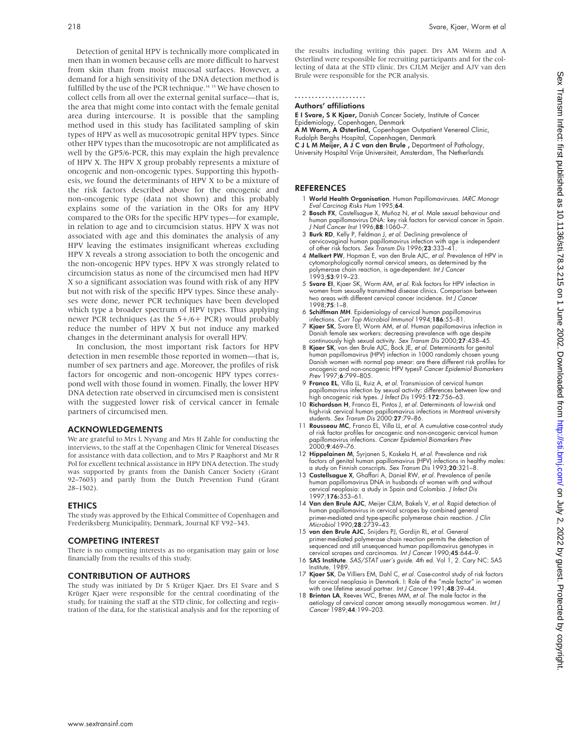Detection of genital HPV is technically more complicated in men than in women because cells are more difficult to harvest from skin than from moist mucosal surfaces. However, a demand for a high sensitivity of the DNA detection method is fulfilled by the use of the PCR technique.[14 15] We have chosen to collect cells from all over the external genital surface—that is, the area that might come into contact with the female genital area during intercourse. It is possible that the sampling method used in this study has facilitated sampling of skin types of HPV as well as mucosotropic genital HPV types. Since other HPV types than the mucosotropic are not amplificated as well by the GP5/6-PCR, this may explain the high prevalence of HPV X. The HPV X group probably represents a mixture of oncogenic and non-oncogenic types. Supporting this hypothesis, we found the determinants of HPV X to be a mixture of the risk factors described above for the oncogenic and non-oncogenic type (data not shown) and this probably explains some of the variation in the ORs for any HPV compared to the ORs for the specific HPV types—for example, in relation to age and to circumcision status. HPV X was not associated with age and this dominates the analysis of any HPV leaving the estimates insignificant whereas excluding HPV X reveals a strong association to both the oncogenic and the non-oncogenic HPV types. HPV X was strongly related to circumcision status as none of the circumcised men had HPV X so a significant association was found with risk of any HPV but not with risk of the specific HPV types. Since these analyses were done, newer PCR techniques have been developed which type a broader spectrum of HPV types. Thus applying newer PCR techniques (as the 5+/6+ PCR) would probably reduce the number of HPV X but not induce any marked changes in the determinant analysis for overall HPV.

In conclusion, the most important risk factors for HPV detection in men resemble those reported in women—that is, number of sex partners and age. Moreover, the profiles of risk factors for oncogenic and non-oncogenic HPV types correspond well with those found in women. Finally, the lower HPV DNA detection rate observed in circumcised men is consistent with the suggested lower risk of cervical cancer in female partners of circumcised men.

## ACKNOWLEDGEMENTS

We are grateful to Mrs L Nyvang and Mrs H Zahle for conducting the interviews, to the staff at the Copenhagen Clinic for Venereal Diseases for assistance with data collection, and to Mrs P Raaphorst and Mr R Pol for excellent technical assistance in HPV DNA detection. The study was supported by grants from the Danish Cancer Society (Grant 92–7603) and partly from the Dutch Prevention Fund (Grant 28–1502).

## ETHICS

The study was approved by the Ethical Committee of Copenhagen and Frederiksberg Municipality, Denmark, Journal KF V92–343.

## COMPETING INTEREST

There is no competing interests as no organisation may gain or lose financially from the results of this study.

## CONTRIBUTION OF AUTHORS

The study was initiated by Dr S Krüger Kjaer. Drs EI Svare and S Krüger Kjaer were responsible for the central coordinating of the study, for training the staff at the STD clinic, for collecting and registration of the data, for the statistical analysis and for the reporting of the results including writing this paper. Drs AM Worm and A Østerlind were responsible for recruiting participants and for the collecting of data at the STD clinic. Drs CJLM Meijer and AJV van den Brule were responsible for the PCR analysis.

### Authors' affiliations

**E I Svare, S K Kjaer,** Danish Cancer Society, Institute of Cancer Epidemiology, Copenhagen, Denmark
**A M Worm, A Østerlind,** Copenhagen Outpatient Venereal Clinic, Rudolph Berghs Hospital, Copenhagen, Denmark
**C J L M Meijer, A J C van den Brule ,** Department of Pathology, University Hospital Vrije Universiteit, Amsterdam, The Netherlands

## REFERENCES

1. **World Health Organisation**. Human Papillomaviruses. *IARC Monogr Eval Carcinog Risks Hum* 1995;**64**.
2. **Bosch FX**, Castellsague X, Muñoz N, *et al*. Male sexual behaviour and human papillomavirus DNA: key risk factors for cervical cancer in Spain. *J Natl Cancer Inst* 1996;**88**:1060–7.
3. **Burk RD**, Kelly P, Feldman J, *et al*. Declining prevalence of cervicovaginal human papillomavirus infection with age is independent of other risk factors. *Sex Transm Dis* 1996;**23**:333–41.
4. **Melkert PW**, Hopman E, van den Brule AJC, *et al*. Prevalence of HPV in cytomorphologically normal cervical smears, as determined by the polymerase chain reaction, is age-dependent. *Int J Cancer* 1993;**53**:919–23.
5. **Svare EI**, Kjaer SK, Worm AM, *et al*. Risk factors for HPV infection in women from sexually transmitted disease clinics. Comparison between two areas with different cervical cancer incidence. *Int J Cancer* 1998;**75**:1–8.
6. **Schiffman MH**. Epidemiology of cervical human papillomavirus infections. *Curr Top Microbiol Immunol* 1994;**186**:55–81.
7. **Kjaer SK**, Svare EI, Worm AM, *et al*. Human papillomavirus infection in Danish female sex workers: decreasing prevalence with age despite continuously high sexual activity. *Sex Transm Dis* 2000;**27**:438–45.
8. **Kjaer SK**, van den Brule AJC, Bock JE, *et al*. Determinants for genital human papillomavirus (HPV) infection in 1000 randomly chosen young Danish women with normal pap smear: are there different risk profiles for oncogenic and non-oncogenic HPV types? *Cancer Epidemiol Biomarkers Prev* 1997;**6**:799–805.
9. **Franco EL**, Villa LL, Ruiz A, *et al*. Transmission of cervical human papillomavirus infection by sexual activity: differences between low and high oncogenic risk types. *J Infect Dis* 1995:**172**:756–63.
10. **Richardson H**, Franco EL, Pintos J, *et al*. Determinants of low-risk and high-risk cervical human papillomavirus infections in Montreal university students. *Sex Transm Dis* 2000:**27**:79–86.
11. **Rousseau MC**, Franco EL, Villa LL, *et al*. A cumulative case-control study of risk factor profiles for oncogenic and non-oncogenic cervical human papillomavirus infections. *Cancer Epidemiol Biomarkers Prev* 2000;**9**:469–76.
12. **Hippelainen M**, Syrjanen S, Koskela H, *et al*. Prevalence and risk factors of genital human papillomavirus (HPV) infections in healthy males: a study on Finnish conscripts. *Sex Transm Dis* 1993;**20**:321–8.
13. **Castellsague X**, Ghaffari A, Daniel RW, *et al*. Prevalence of penile human papillomavirus DNA in husbands of women with and without cervical neoplasia: a study in Spain and Colombia. *J Infect Dis* 1997;**176:**353–61.
14. **Van den Brule AJC**, Meijer CJLM, Bakels V, *et al*. Rapid detection of human papillomavirus in cervical scrapes by combined general primer-mediated and type-specific polymerase chain reaction. *J Clin Microbiol* 1990;**28**:2739–43.
15. **van den Brule AJC**, Snijders PJ, Gordijn RL, *et al*. General primer-mediated polymerase chain reaction permits the detection of sequenced and still unsequenced human papillomavirus genotypes in cervical scrapes and carcinomas. *Int J Cancer* 1990;**45**:644–9.
16. **SAS Institute**. *SAS/STAT user's guide*. 4th ed. Vol 1, 2. Cary NC: SAS Institute, 1989.
17. **Kjaer SK**, De Villiers EM, Dahl C, *et al*. Case-control study of risk factors for cervical neoplasia in Denmark. I: Role of the "male factor" in women with one lifetime sexual partner. *Int J Cancer* 1991;**48**:39–44.
18. **Brinton LA**, Reeves WC, Brenes MM, *et al*. The male factor in the aetiology of cervical cancer among sexually monogamous women. *Int J Cancer* 1989;**44**:199–203.